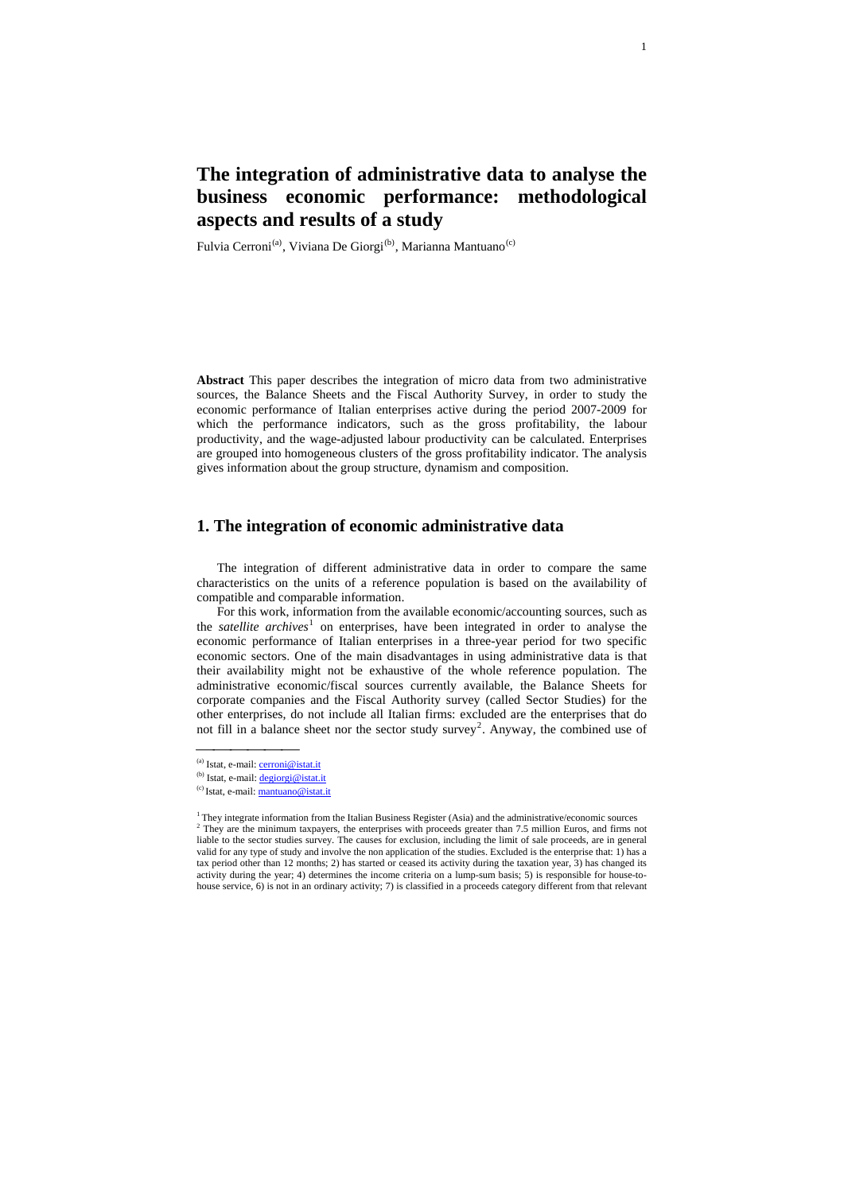# The integration of administrative data to analyse the business economic performance: methodological aspects and results of a study

Fulvia Cerroni[(a)], Viviana De Giorgi[(b)], Marianna Mantuano[(c)]

**Abstract** This paper describes the integration of micro data from two administrative sources, the Balance Sheets and the Fiscal Authority Survey, in order to study the economic performance of Italian enterprises active during the period 2007-2009 for which the performance indicators, such as the gross profitability, the labour productivity, and the wage-adjusted labour productivity can be calculated. Enterprises are grouped into homogeneous clusters of the gross profitability indicator. The analysis gives information about the group structure, dynamism and composition.

## 1. The integration of economic administrative data

The integration of different administrative data in order to compare the same characteristics on the units of a reference population is based on the availability of compatible and comparable information.

For this work, information from the available economic/accounting sources, such as the *satellite archives*[1] on enterprises, have been integrated in order to analyse the economic performance of Italian enterprises in a three-year period for two specific economic sectors. One of the main disadvantages in using administrative data is that their availability might not be exhaustive of the whole reference population. The administrative economic/fiscal sources currently available, the Balance Sheets for corporate companies and the Fiscal Authority survey (called Sector Studies) for the other enterprises, do not include all Italian firms: excluded are the enterprises that do not fill in a balance sheet nor the sector study survey[2]. Anyway, the combined use of

---

[(a)] Istat, e-mail: cerroni@istat.it

[(b)] Istat, e-mail: degiorgi@istat.it

[(c)] Istat, e-mail: mantuano@istat.it

[1] They integrate information from the Italian Business Register (Asia) and the administrative/economic sources

[2] They are the minimum taxpayers, the enterprises with proceeds greater than 7.5 million Euros, and firms not liable to the sector studies survey. The causes for exclusion, including the limit of sale proceeds, are in general valid for any type of study and involve the non application of the studies. Excluded is the enterprise that: 1) has a tax period other than 12 months; 2) has started or ceased its activity during the taxation year, 3) has changed its activity during the year; 4) determines the income criteria on a lump-sum basis; 5) is responsible for house-to-house service, 6) is not in an ordinary activity; 7) is classified in a proceeds category different from that relevant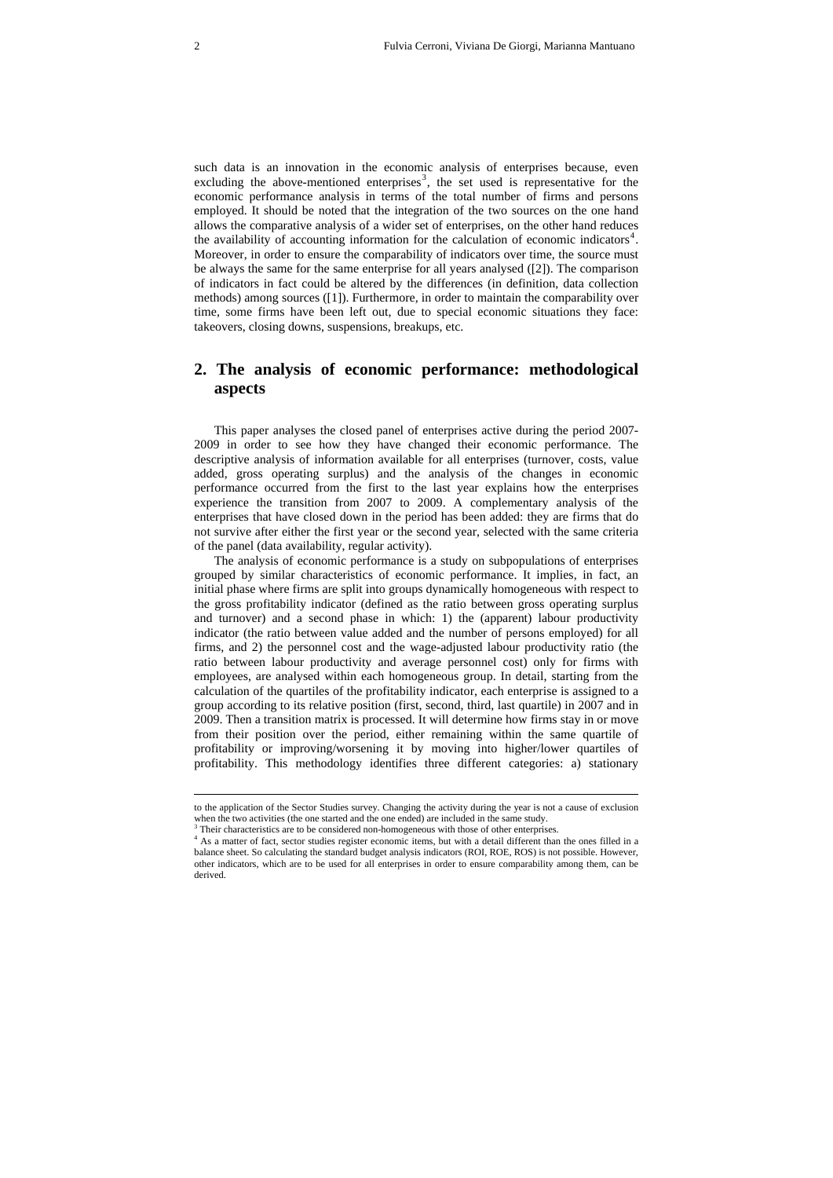such data is an innovation in the economic analysis of enterprises because, even excluding the above-mentioned enterprises[3], the set used is representative for the economic performance analysis in terms of the total number of firms and persons employed. It should be noted that the integration of the two sources on the one hand allows the comparative analysis of a wider set of enterprises, on the other hand reduces the availability of accounting information for the calculation of economic indicators[4]. Moreover, in order to ensure the comparability of indicators over time, the source must be always the same for the same enterprise for all years analysed ([2]). The comparison of indicators in fact could be altered by the differences (in definition, data collection methods) among sources ([1]). Furthermore, in order to maintain the comparability over time, some firms have been left out, due to special economic situations they face: takeovers, closing downs, suspensions, breakups, etc.

## 2. The analysis of economic performance: methodological aspects

This paper analyses the closed panel of enterprises active during the period 2007-2009 in order to see how they have changed their economic performance. The descriptive analysis of information available for all enterprises (turnover, costs, value added, gross operating surplus) and the analysis of the changes in economic performance occurred from the first to the last year explains how the enterprises experience the transition from 2007 to 2009. A complementary analysis of the enterprises that have closed down in the period has been added: they are firms that do not survive after either the first year or the second year, selected with the same criteria of the panel (data availability, regular activity).

The analysis of economic performance is a study on subpopulations of enterprises grouped by similar characteristics of economic performance. It implies, in fact, an initial phase where firms are split into groups dynamically homogeneous with respect to the gross profitability indicator (defined as the ratio between gross operating surplus and turnover) and a second phase in which: 1) the (apparent) labour productivity indicator (the ratio between value added and the number of persons employed) for all firms, and 2) the personnel cost and the wage-adjusted labour productivity ratio (the ratio between labour productivity and average personnel cost) only for firms with employees, are analysed within each homogeneous group. In detail, starting from the calculation of the quartiles of the profitability indicator, each enterprise is assigned to a group according to its relative position (first, second, third, last quartile) in 2007 and in 2009. Then a transition matrix is processed. It will determine how firms stay in or move from their position over the period, either remaining within the same quartile of profitability or improving/worsening it by moving into higher/lower quartiles of profitability. This methodology identifies three different categories: a) stationary

---

to the application of the Sector Studies survey. Changing the activity during the year is not a cause of exclusion when the two activities (the one started and the one ended) are included in the same study.

[3] Their characteristics are to be considered non-homogeneous with those of other enterprises.

[4] As a matter of fact, sector studies register economic items, but with a detail different than the ones filled in a balance sheet. So calculating the standard budget analysis indicators (ROI, ROE, ROS) is not possible. However, other indicators, which are to be used for all enterprises in order to ensure comparability among them, can be derived.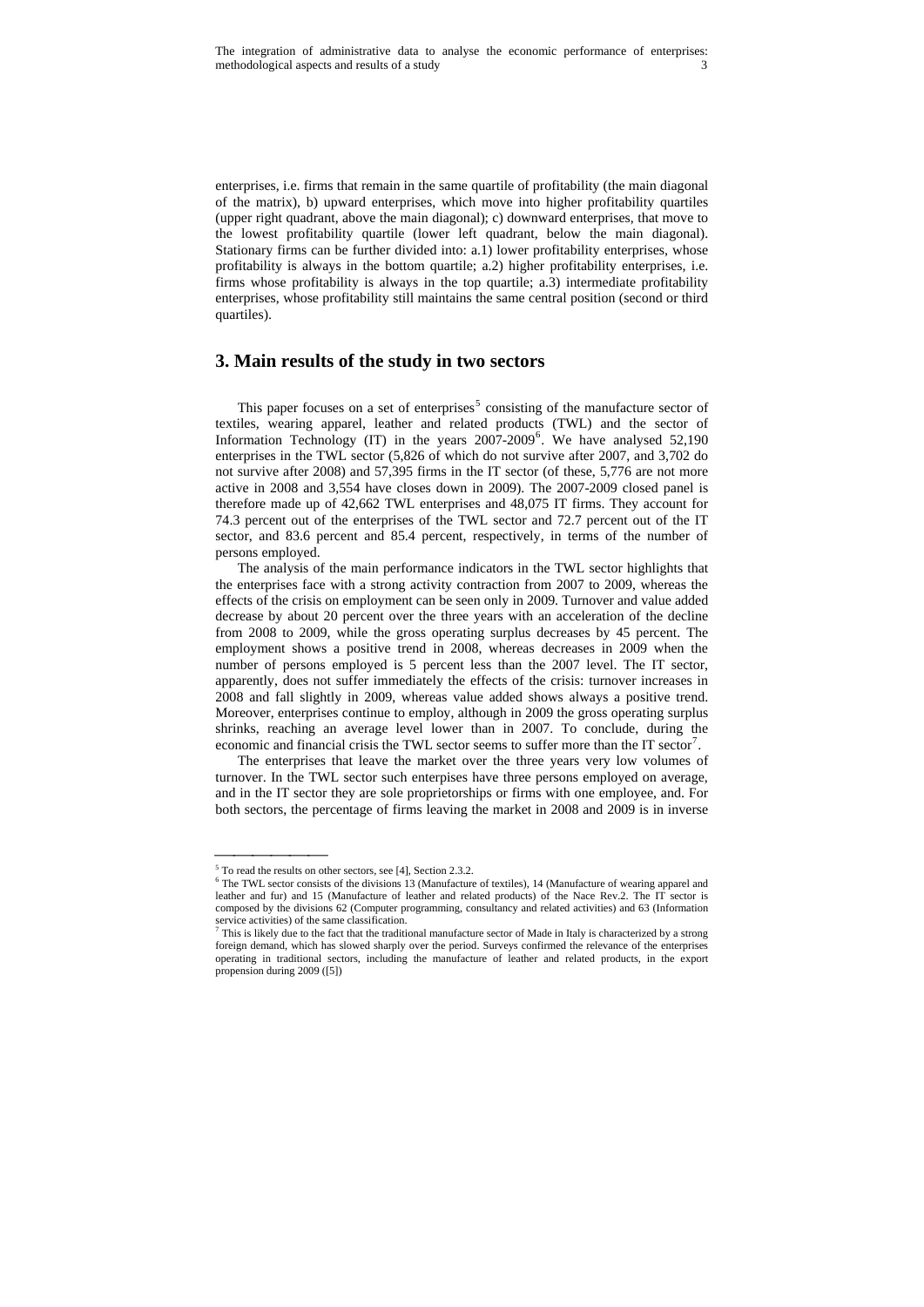enterprises, i.e. firms that remain in the same quartile of profitability (the main diagonal of the matrix), b) upward enterprises, which move into higher profitability quartiles (upper right quadrant, above the main diagonal); c) downward enterprises, that move to the lowest profitability quartile (lower left quadrant, below the main diagonal). Stationary firms can be further divided into: a.1) lower profitability enterprises, whose profitability is always in the bottom quartile; a.2) higher profitability enterprises, i.e. firms whose profitability is always in the top quartile; a.3) intermediate profitability enterprises, whose profitability still maintains the same central position (second or third quartiles).

## 3. Main results of the study in two sectors

This paper focuses on a set of enterprises[5] consisting of the manufacture sector of textiles, wearing apparel, leather and related products (TWL) and the sector of Information Technology (IT) in the years 2007-2009[6]. We have analysed 52,190 enterprises in the TWL sector (5,826 of which do not survive after 2007, and 3,702 do not survive after 2008) and 57,395 firms in the IT sector (of these, 5,776 are not more active in 2008 and 3,554 have closes down in 2009). The 2007-2009 closed panel is therefore made up of 42,662 TWL enterprises and 48,075 IT firms. They account for 74.3 percent out of the enterprises of the TWL sector and 72.7 percent out of the IT sector, and 83.6 percent and 85.4 percent, respectively, in terms of the number of persons employed.

The analysis of the main performance indicators in the TWL sector highlights that the enterprises face with a strong activity contraction from 2007 to 2009, whereas the effects of the crisis on employment can be seen only in 2009. Turnover and value added decrease by about 20 percent over the three years with an acceleration of the decline from 2008 to 2009, while the gross operating surplus decreases by 45 percent. The employment shows a positive trend in 2008, whereas decreases in 2009 when the number of persons employed is 5 percent less than the 2007 level. The IT sector, apparently, does not suffer immediately the effects of the crisis: turnover increases in 2008 and fall slightly in 2009, whereas value added shows always a positive trend. Moreover, enterprises continue to employ, although in 2009 the gross operating surplus shrinks, reaching an average level lower than in 2007. To conclude, during the economic and financial crisis the TWL sector seems to suffer more than the IT sector[7].

The enterprises that leave the market over the three years very low volumes of turnover. In the TWL sector such enterpises have three persons employed on average, and in the IT sector they are sole proprietorships or firms with one employee, and. For both sectors, the percentage of firms leaving the market in 2008 and 2009 is in inverse

---

[5] To read the results on other sectors, see [4], Section 2.3.2.

[6] The TWL sector consists of the divisions 13 (Manufacture of textiles), 14 (Manufacture of wearing apparel and leather and fur) and 15 (Manufacture of leather and related products) of the Nace Rev.2. The IT sector is composed by the divisions 62 (Computer programming, consultancy and related activities) and 63 (Information service activities) of the same classification.

[7] This is likely due to the fact that the traditional manufacture sector of Made in Italy is characterized by a strong foreign demand, which has slowed sharply over the period. Surveys confirmed the relevance of the enterprises operating in traditional sectors, including the manufacture of leather and related products, in the export propension during 2009 ([5])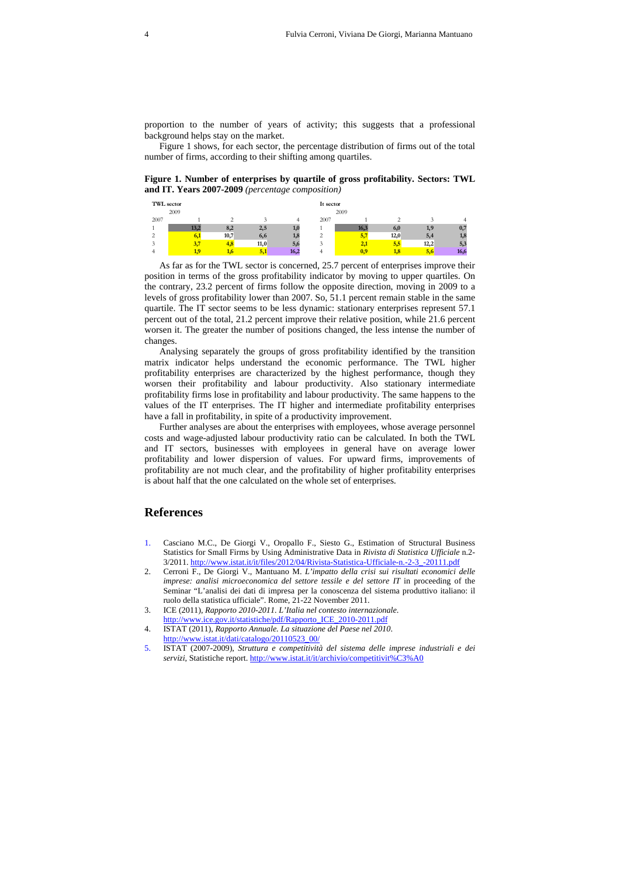proportion to the number of years of activity; this suggests that a professional background helps stay on the market.

Figure 1 shows, for each sector, the percentage distribution of firms out of the total number of firms, according to their shifting among quartiles.

**Figure 1. Number of enterprises by quartile of gross profitability. Sectors: TWL and IT. Years 2007-2009** *(percentage composition)*

| TWL sector | | | | | It sector | | | | |
|---|---|---|---|---|---|---|---|---|---|
| | 2009 | | | | | 2009 | | | |
| 2007 | 1 | 2 | 3 | 4 | 2007 | 1 | 2 | 3 | 4 |
| 1 | 13,2 | 8,2 | 2,5 | 1,0 | 1 | 16,3 | 6,0 | 1,9 | 0,7 |
| 2 | 6,1 | 10,7 | 6,6 | 1,8 | 2 | 5,7 | 12,0 | 5,4 | 1,8 |
| 3 | 3,7 | 4,8 | 11,0 | 5,6 | 3 | 2,1 | 5,5 | 12,2 | 5,3 |
| 4 | 1,9 | 1,6 | 5,1 | 16,2 | 4 | 0,9 | 1,8 | 5,6 | 16,6 |

As far as for the TWL sector is concerned, 25.7 percent of enterprises improve their position in terms of the gross profitability indicator by moving to upper quartiles. On the contrary, 23.2 percent of firms follow the opposite direction, moving in 2009 to a levels of gross profitability lower than 2007. So, 51.1 percent remain stable in the same quartile. The IT sector seems to be less dynamic: stationary enterprises represent 57.1 percent out of the total, 21.2 percent improve their relative position, while 21.6 percent worsen it. The greater the number of positions changed, the less intense the number of changes.

Analysing separately the groups of gross profitability identified by the transition matrix indicator helps understand the economic performance. The TWL higher profitability enterprises are characterized by the highest performance, though they worsen their profitability and labour productivity. Also stationary intermediate profitability firms lose in profitability and labour productivity. The same happens to the values of the IT enterprises. The IT higher and intermediate profitability enterprises have a fall in profitability, in spite of a productivity improvement.

Further analyses are about the enterprises with employees, whose average personnel costs and wage-adjusted labour productivity ratio can be calculated. In both the TWL and IT sectors, businesses with employees in general have on average lower profitability and lower dispersion of values. For upward firms, improvements of profitability are not much clear, and the profitability of higher profitability enterprises is about half that the one calculated on the whole set of enterprises.

## References

1. Casciano M.C., De Giorgi V., Oropallo F., Siesto G., Estimation of Structural Business Statistics for Small Firms by Using Administrative Data in *Rivista di Statistica Ufficiale* n.2-3/2011. http://www.istat.it/it/files/2012/04/Rivista-Statistica-Ufficiale-n.-2-3_-20111.pdf
2. Cerroni F., De Giorgi V., Mantuano M. *L'impatto della crisi sui risultati economici delle imprese: analisi microeconomica del settore tessile e del settore IT* in proceeding of the Seminar "L'analisi dei dati di impresa per la conoscenza del sistema produttivo italiano: il ruolo della statistica ufficiale". Rome, 21-22 November 2011.
3. ICE (2011), *Rapporto 2010-2011. L'Italia nel contesto internazionale*. http://www.ice.gov.it/statistiche/pdf/Rapporto_ICE_2010-2011.pdf
4. ISTAT (2011), *Rapporto Annuale. La situazione del Paese nel 2010*. http://www.istat.it/dati/catalogo/20110523_00/
5. ISTAT (2007-2009), *Struttura e competitività del sistema delle imprese industriali e dei servizi*, Statistiche report. http://www.istat.it/it/archivio/competitivit%C3%A0